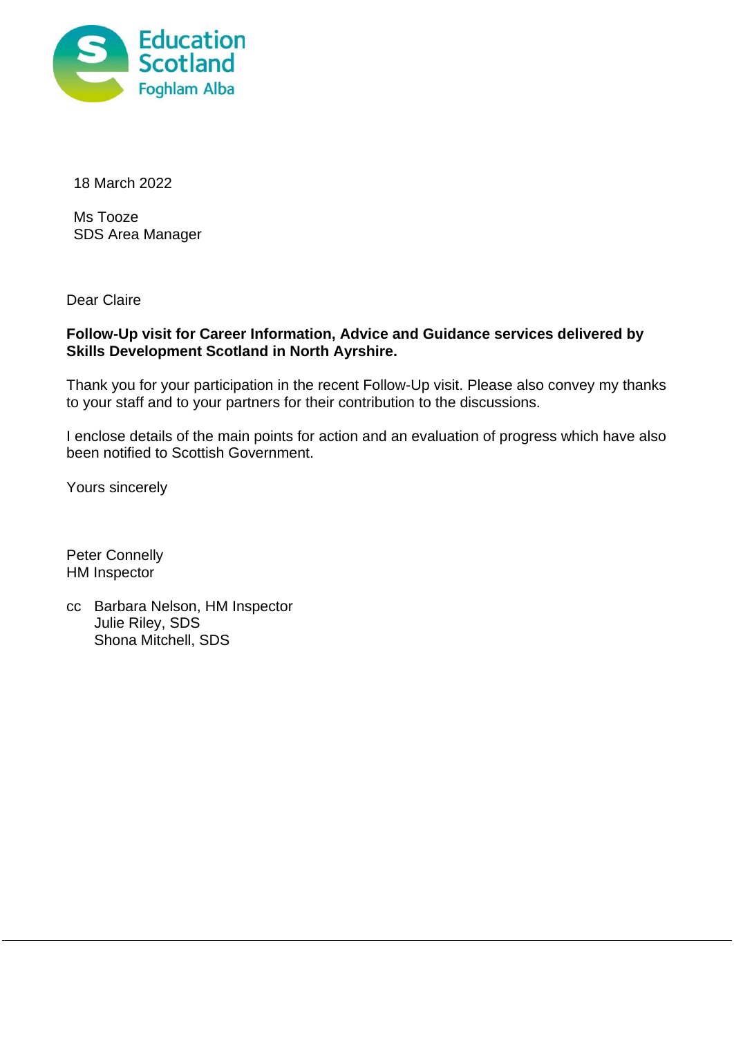Education Scotland
Foghlam Alba

18 March 2022

Ms Tooze
SDS Area Manager

Dear Claire

**Follow-Up visit for Career Information, Advice and Guidance services delivered by Skills Development Scotland in North Ayrshire.**

Thank you for your participation in the recent Follow-Up visit. Please also convey my thanks to your staff and to your partners for their contribution to the discussions.

I enclose details of the main points for action and an evaluation of progress which have also been notified to Scottish Government.

Yours sincerely

Peter Connelly
HM Inspector

cc Barbara Nelson, HM Inspector
Julie Riley, SDS
Shona Mitchell, SDS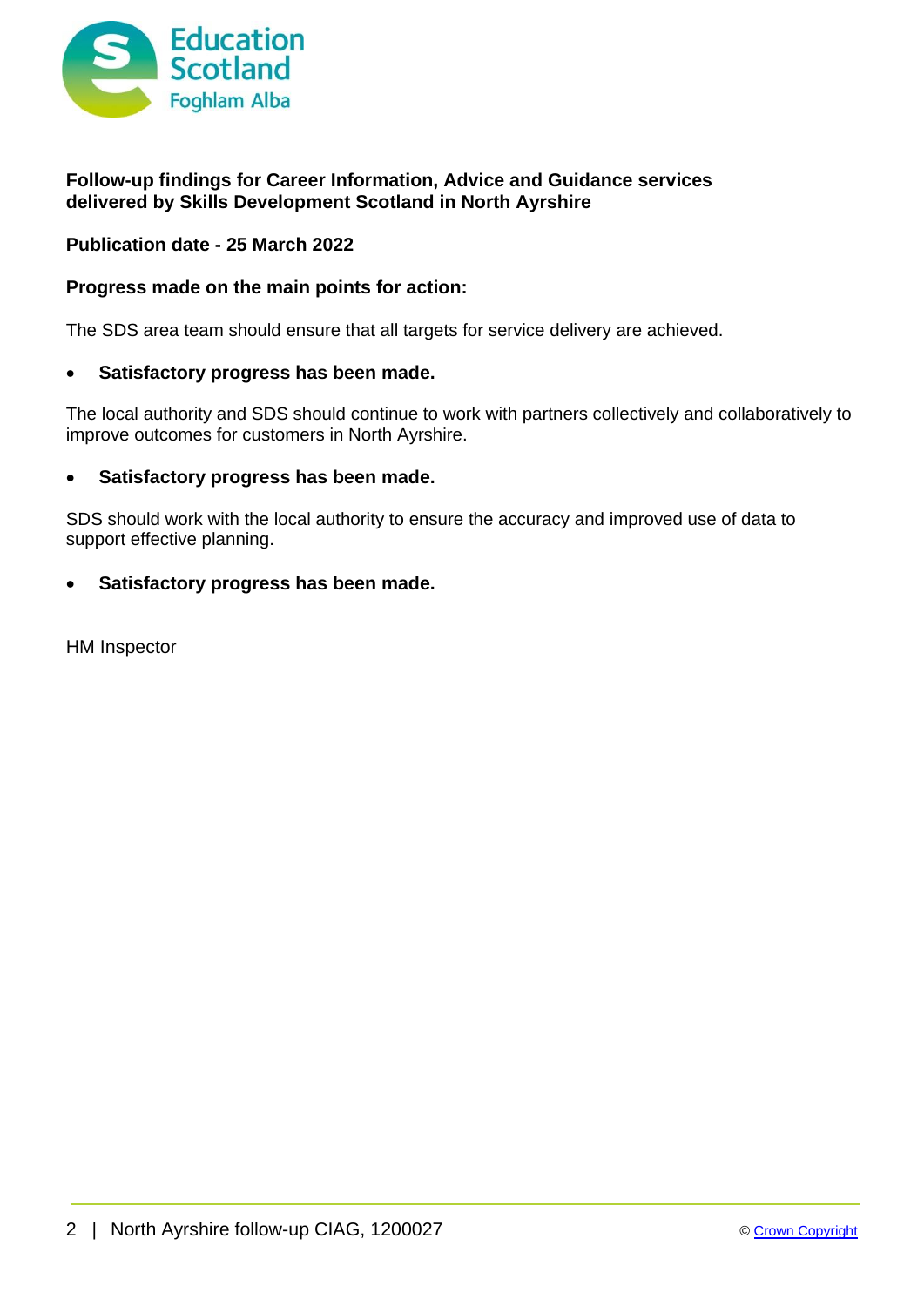**Follow-up findings for Career Information, Advice and Guidance services delivered by Skills Development Scotland in North Ayrshire**

**Publication date - 25 March 2022**

**Progress made on the main points for action:**

The SDS area team should ensure that all targets for service delivery are achieved.

- **Satisfactory progress has been made.**

The local authority and SDS should continue to work with partners collectively and collaboratively to improve outcomes for customers in North Ayrshire.

- **Satisfactory progress has been made.**

SDS should work with the local authority to ensure the accuracy and improved use of data to support effective planning.

- **Satisfactory progress has been made.**

HM Inspector